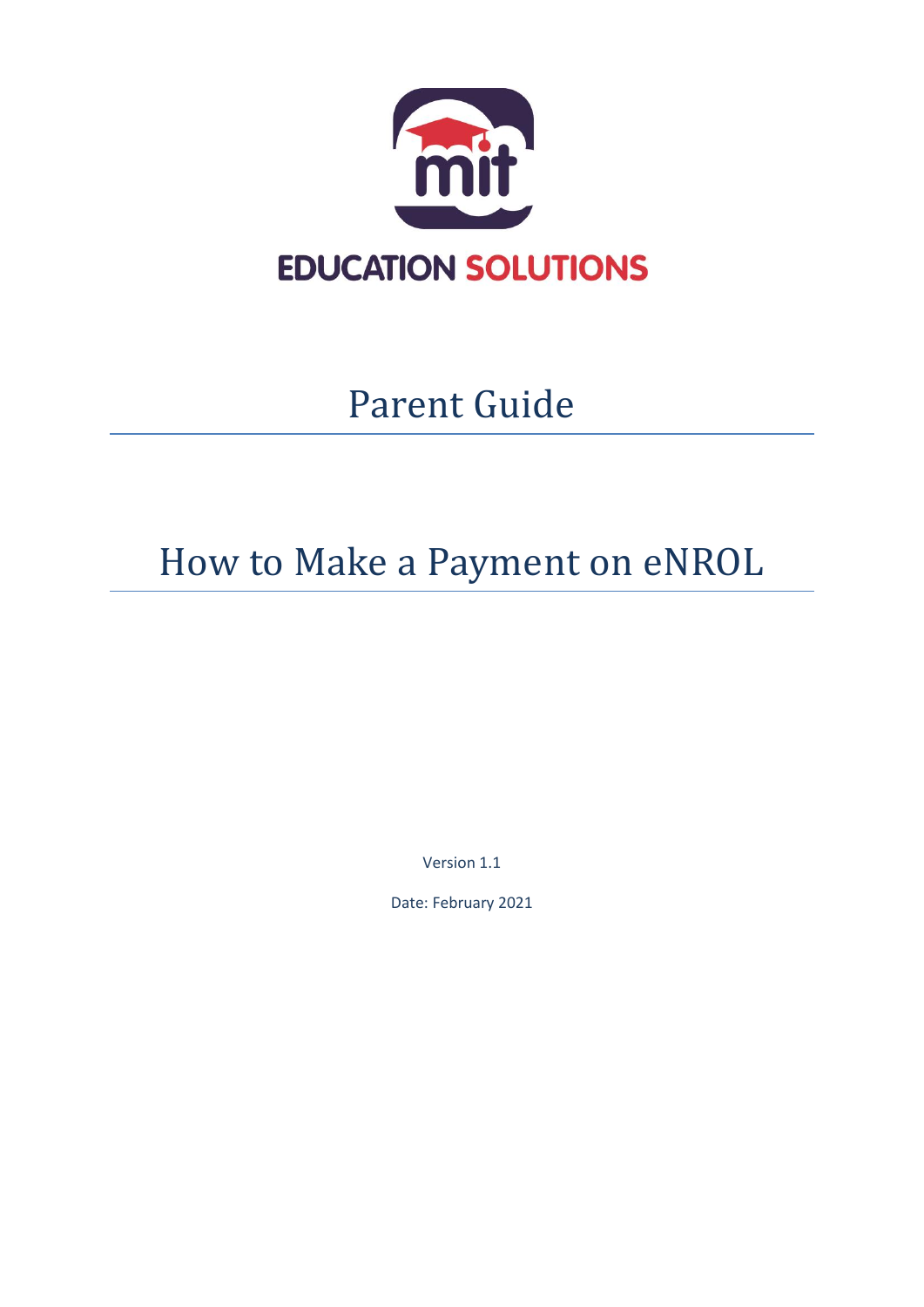EDUCATION SOLUTIONS

# Parent Guide

# How to Make a Payment on eNROL

Version 1.1

Date: February 2021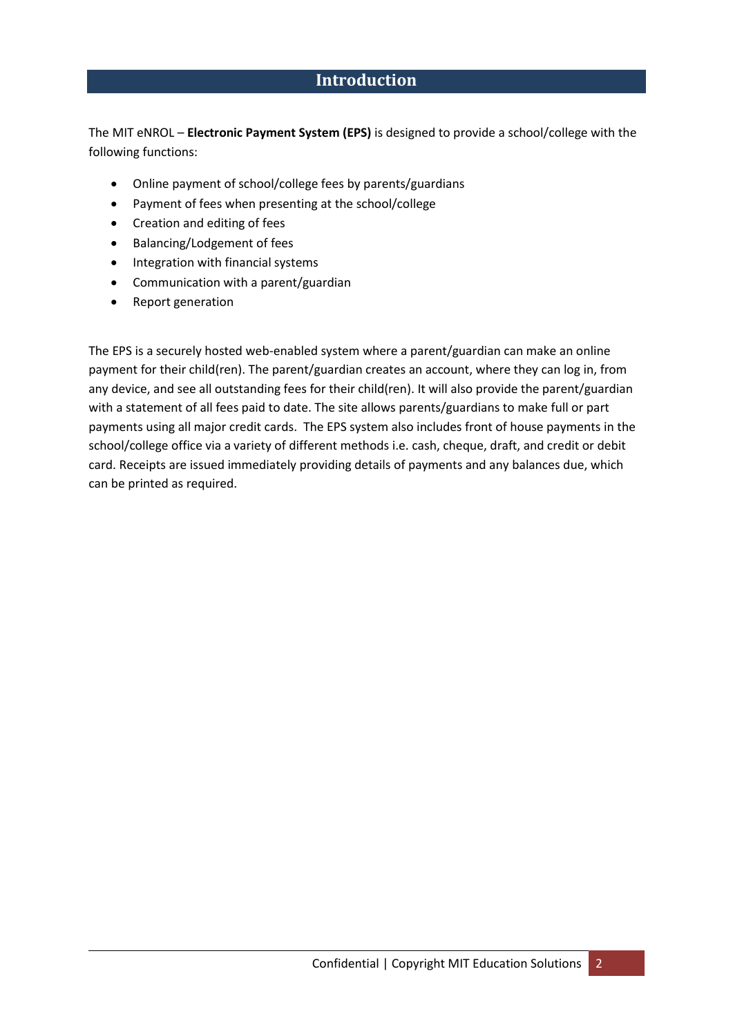# Introduction

The MIT eNROL – **Electronic Payment System (EPS)** is designed to provide a school/college with the following functions:

- Online payment of school/college fees by parents/guardians
- Payment of fees when presenting at the school/college
- Creation and editing of fees
- Balancing/Lodgement of fees
- Integration with financial systems
- Communication with a parent/guardian
- Report generation

The EPS is a securely hosted web-enabled system where a parent/guardian can make an online payment for their child(ren). The parent/guardian creates an account, where they can log in, from any device, and see all outstanding fees for their child(ren). It will also provide the parent/guardian with a statement of all fees paid to date. The site allows parents/guardians to make full or part payments using all major credit cards. The EPS system also includes front of house payments in the school/college office via a variety of different methods i.e. cash, cheque, draft, and credit or debit card. Receipts are issued immediately providing details of payments and any balances due, which can be printed as required.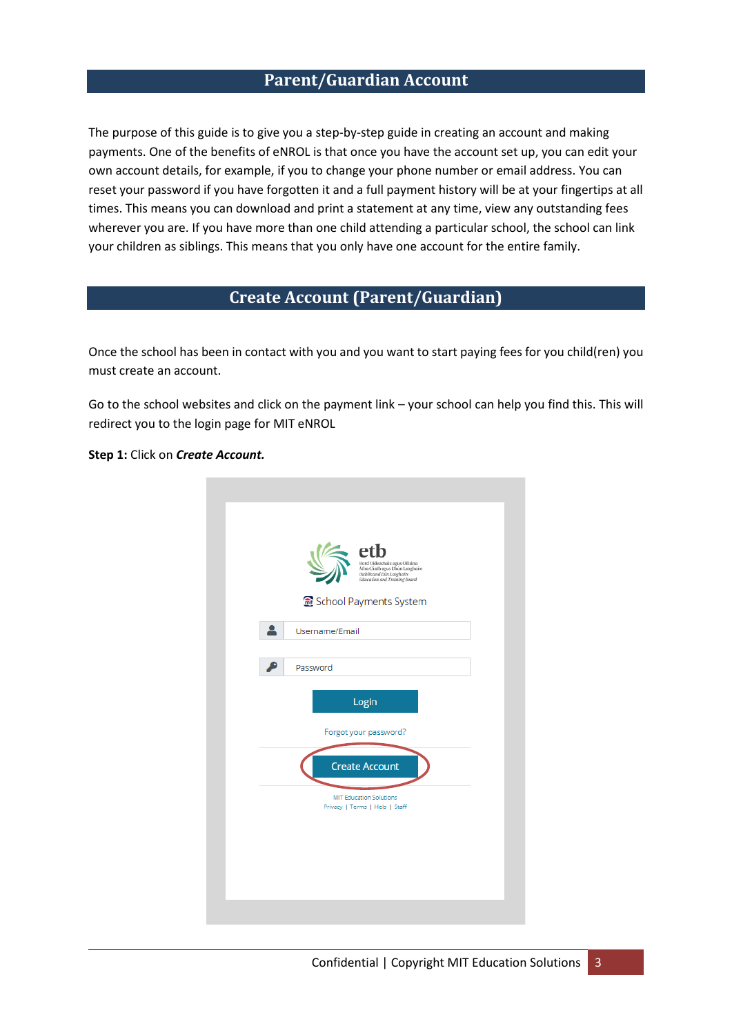# Parent/Guardian Account

The purpose of this guide is to give you a step-by-step guide in creating an account and making payments. One of the benefits of eNROL is that once you have the account set up, you can edit your own account details, for example, if you to change your phone number or email address. You can reset your password if you have forgotten it and a full payment history will be at your fingertips at all times. This means you can download and print a statement at any time, view any outstanding fees wherever you are. If you have more than one child attending a particular school, the school can link your children as siblings. This means that you only have one account for the entire family.

# Create Account (Parent/Guardian)

Once the school has been in contact with you and you want to start paying fees for you child(ren) you must create an account.

Go to the school websites and click on the payment link – your school can help you find this. This will redirect you to the login page for MIT eNROL

**Step 1:** Click on ***Create Account.***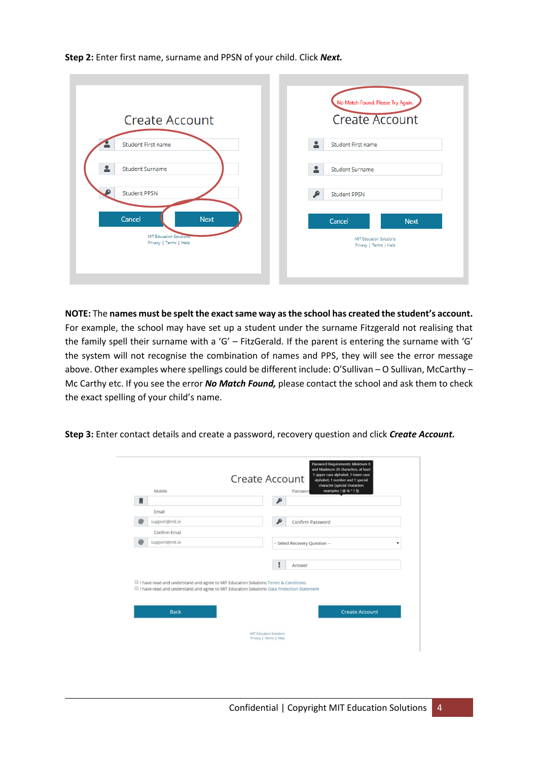**Step 2:** Enter first name, surname and PPSN of your child. Click ***Next.***

**NOTE:** The **names must be spelt the exact same way as the school has created the student's account.** For example, the school may have set up a student under the surname Fitzgerald not realising that the family spell their surname with a 'G' – FitzGerald. If the parent is entering the surname with 'G' the system will not recognise the combination of names and PPS, they will see the error message above. Other examples where spellings could be different include: O'Sullivan – O Sullivan, McCarthy – Mc Carthy etc. If you see the error ***No Match Found,*** please contact the school and ask them to check the exact spelling of your child's name.

**Step 3:** Enter contact details and create a password, recovery question and click ***Create Account.***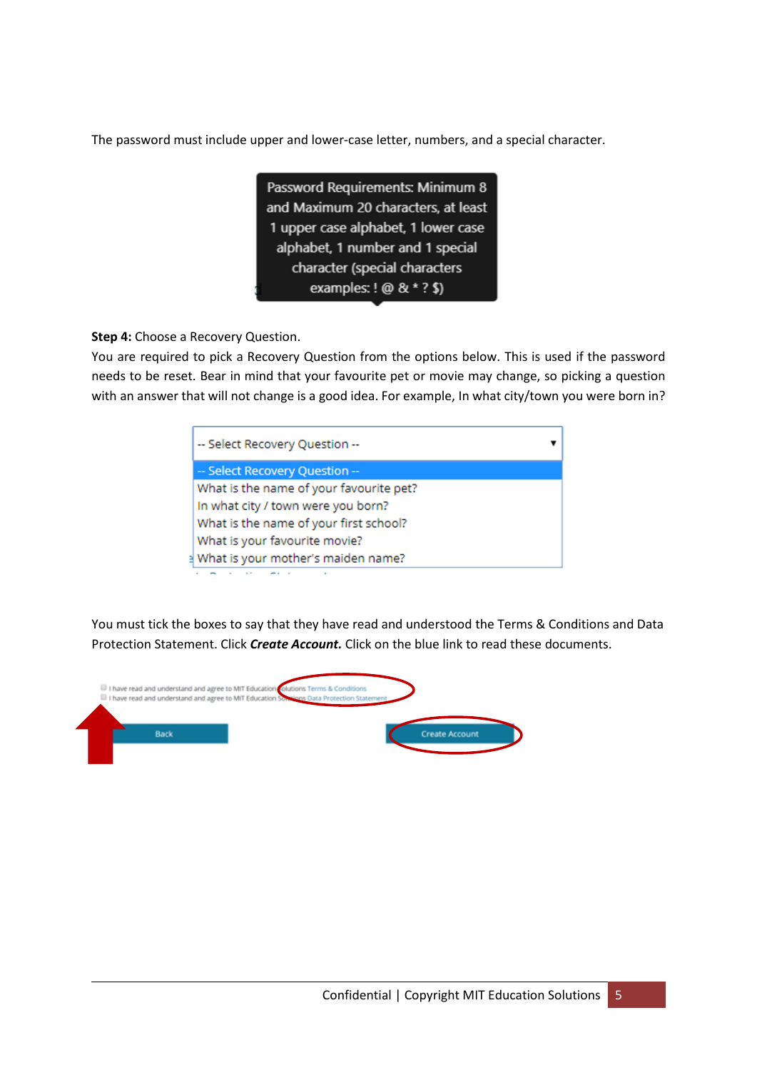The password must include upper and lower-case letter, numbers, and a special character.

Password Requirements: Minimum 8 and Maximum 20 characters, at least 1 upper case alphabet, 1 lower case alphabet, 1 number and 1 special character (special characters examples: ! @ & * ? $)

**Step 4:** Choose a Recovery Question.

You are required to pick a Recovery Question from the options below. This is used if the password needs to be reset. Bear in mind that your favourite pet or movie may change, so picking a question with an answer that will not change is a good idea. For example, In what city/town you were born in?

-- Select Recovery Question --

- -- Select Recovery Question --
- What is the name of your favourite pet?
- In what city / town were you born?
- What is the name of your first school?
- What is your favourite movie?
- What is your mother's maiden name?

You must tick the boxes to say that they have read and understood the Terms & Conditions and Data Protection Statement. Click ***Create Account.*** Click on the blue link to read these documents.

I have read and understand and agree to MIT Education Solutions Terms & Conditions
I have read and understand and agree to MIT Education Solutions Data Protection Statement

Back    Create Account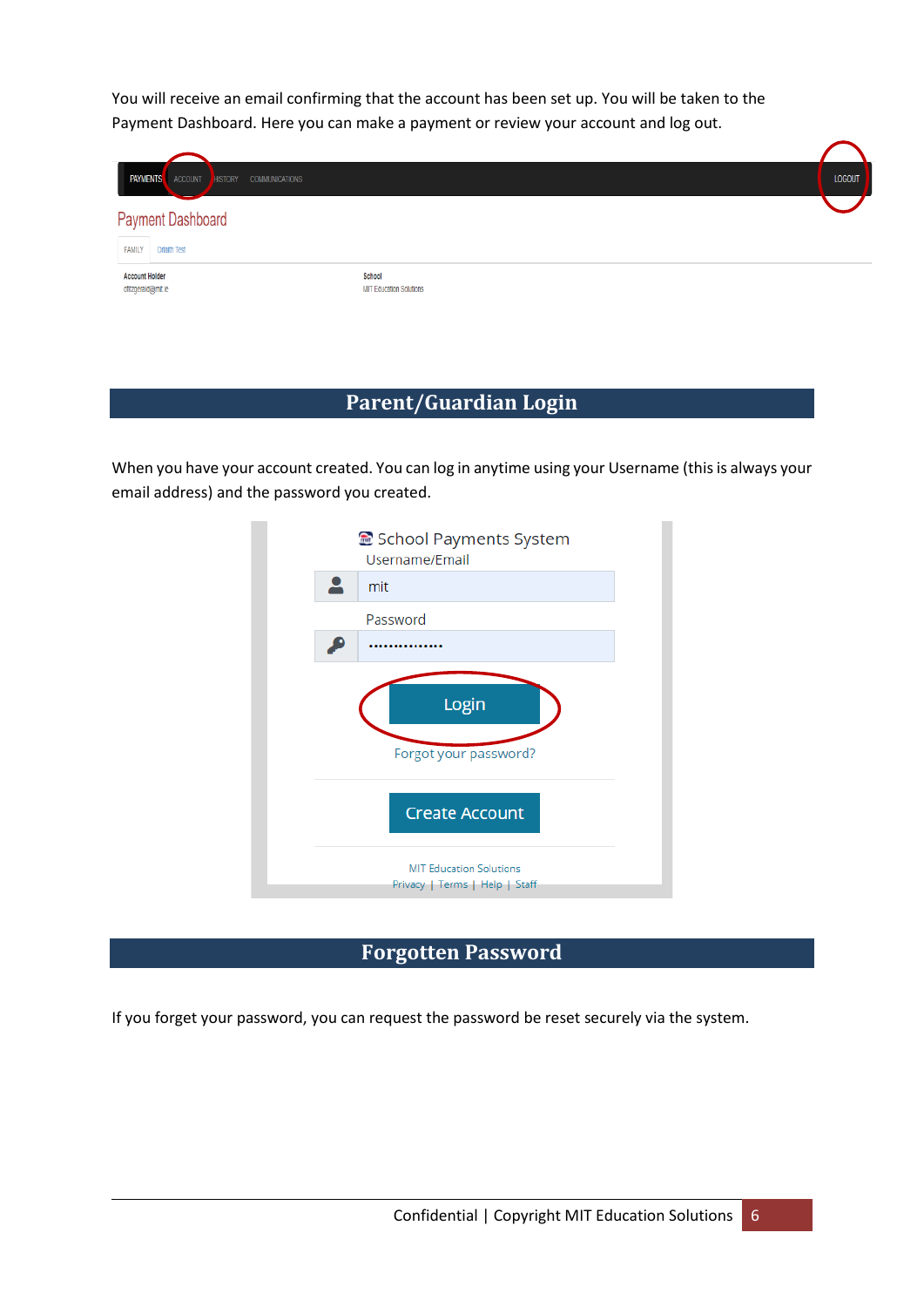You will receive an email confirming that the account has been set up. You will be taken to the Payment Dashboard. Here you can make a payment or review your account and log out.

## Parent/Guardian Login

When you have your account created. You can log in anytime using your Username (this is always your email address) and the password you created.

## Forgotten Password

If you forget your password, you can request the password be reset securely via the system.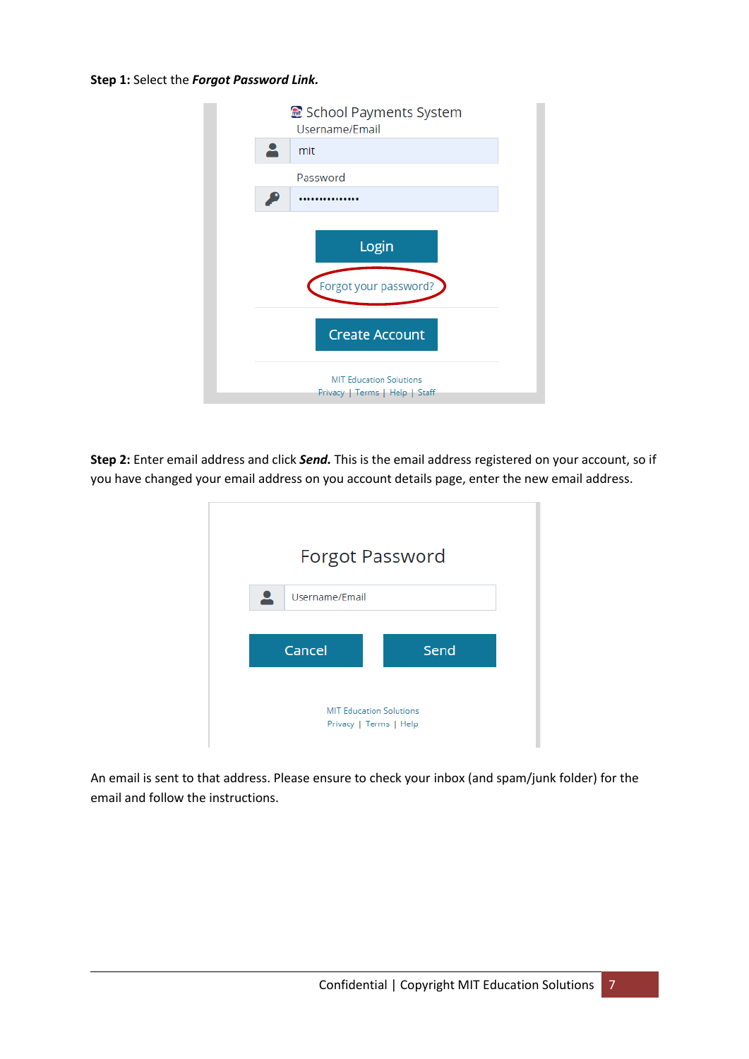**Step 1:** Select the ***Forgot Password Link.***

**Step 2:** Enter email address and click ***Send.*** This is the email address registered on your account, so if you have changed your email address on you account details page, enter the new email address.

An email is sent to that address. Please ensure to check your inbox (and spam/junk folder) for the email and follow the instructions.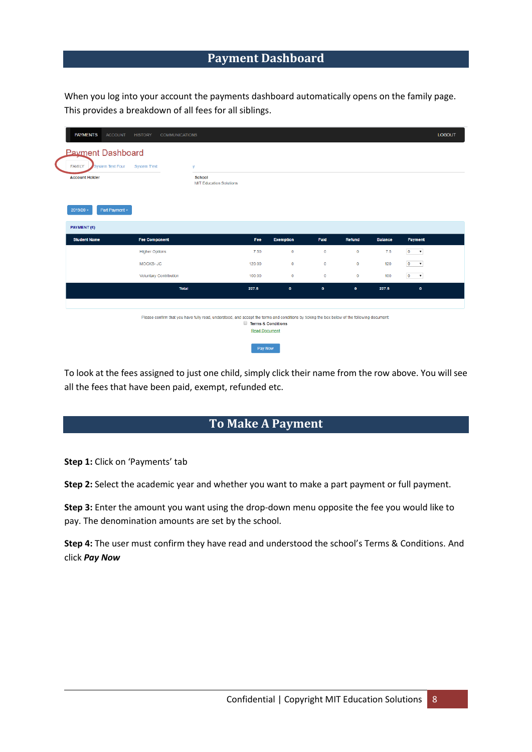## Payment Dashboard

When you log into your account the payments dashboard automatically opens on the family page. This provides a breakdown of all fees for all siblings.

To look at the fees assigned to just one child, simply click their name from the row above. You will see all the fees that have been paid, exempt, refunded etc.

## To Make A Payment

**Step 1:** Click on 'Payments' tab

**Step 2:** Select the academic year and whether you want to make a part payment or full payment.

**Step 3:** Enter the amount you want using the drop-down menu opposite the fee you would like to pay. The denomination amounts are set by the school.

**Step 4:** The user must confirm they have read and understood the school's Terms & Conditions. And click ***Pay Now***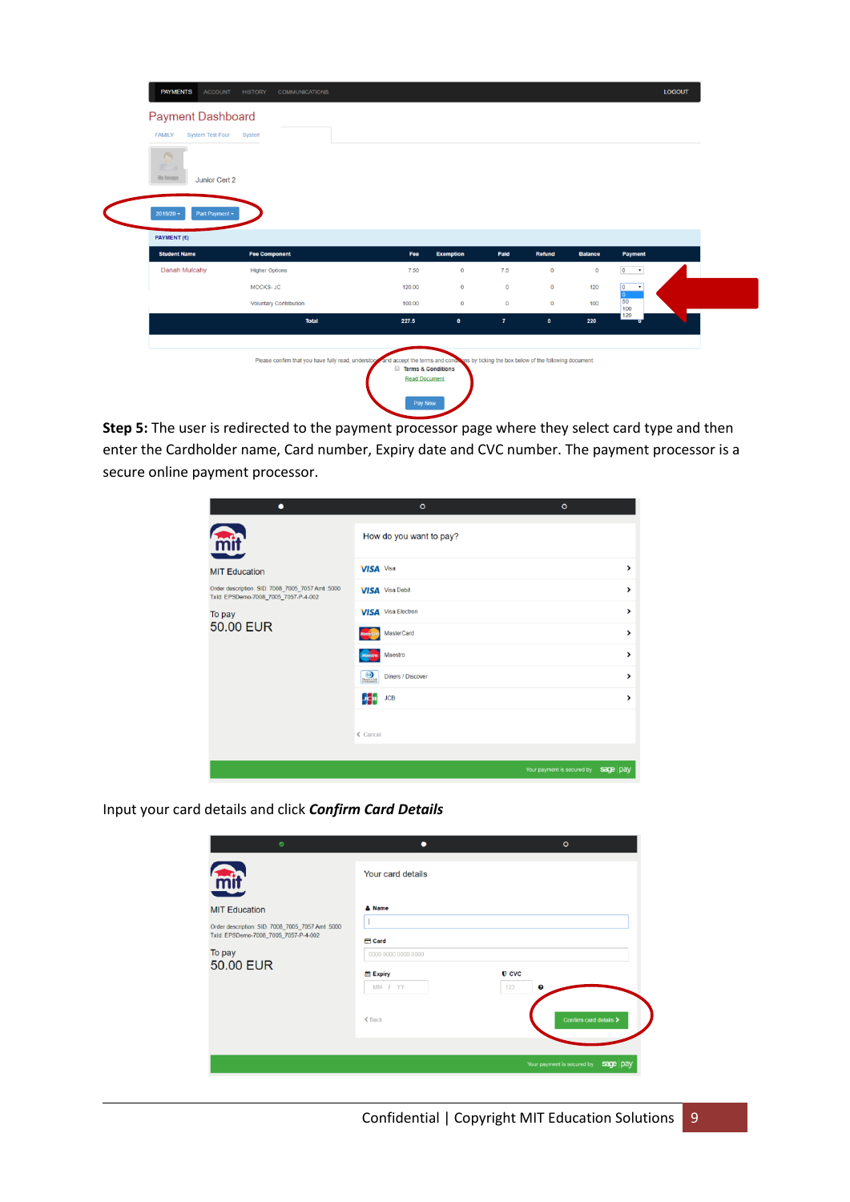**Step 5:** The user is redirected to the payment processor page where they select card type and then enter the Cardholder name, Card number, Expiry date and CVC number. The payment processor is a secure online payment processor.

Input your card details and click ***Confirm Card Details***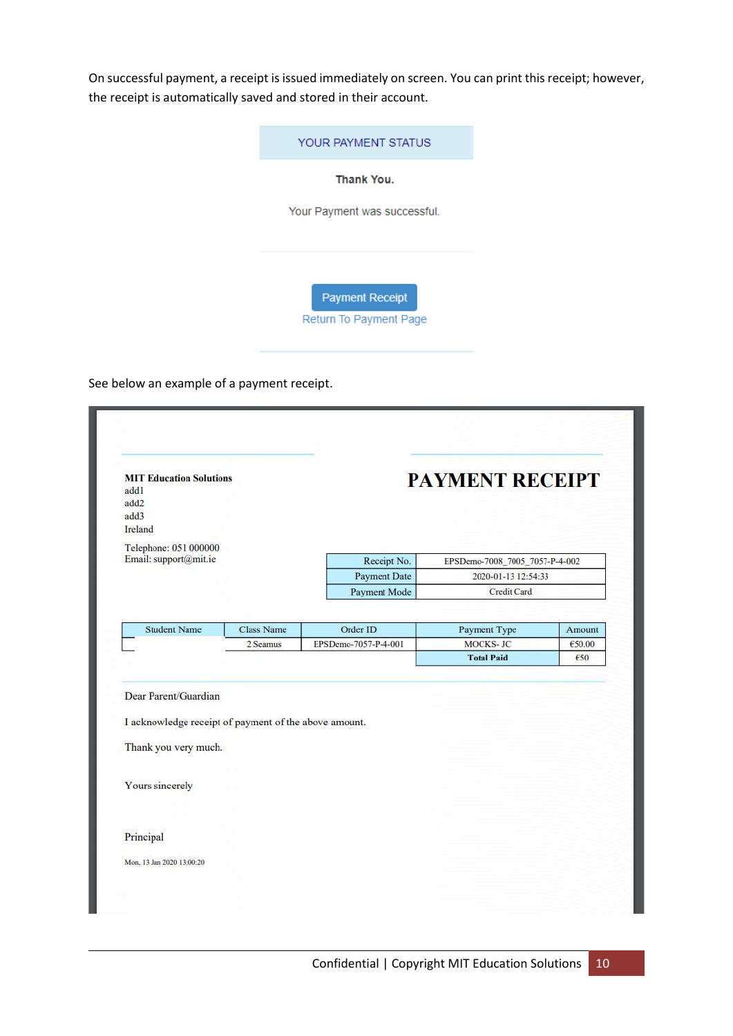On successful payment, a receipt is issued immediately on screen. You can print this receipt; however, the receipt is automatically saved and stored in their account.

YOUR PAYMENT STATUS

**Thank You.**

Your Payment was successful.

Payment Receipt

Return To Payment Page

See below an example of a payment receipt.

**MIT Education Solutions**
add1
add2
add3
Ireland

Telephone: 051 000000
Email: support@mit.ie

# PAYMENT RECEIPT

| | |
|---|---|
| Receipt No. | EPSDemo-7008_7005_7057-P-4-002 |
| Payment Date | 2020-01-13 12:54:33 |
| Payment Mode | Credit Card |

| Student Name | Class Name | Order ID | Payment Type | Amount |
|---|---|---|---|---|
| | 2 Seamus | EPSDemo-7057-P-4-001 | MOCKS- JC | €50.00 |
| | | | **Total Paid** | €50 |

Dear Parent/Guardian

I acknowledge receipt of payment of the above amount.

Thank you very much.

Yours sincerely

Principal

Mon, 13 Jan 2020 13:00:20